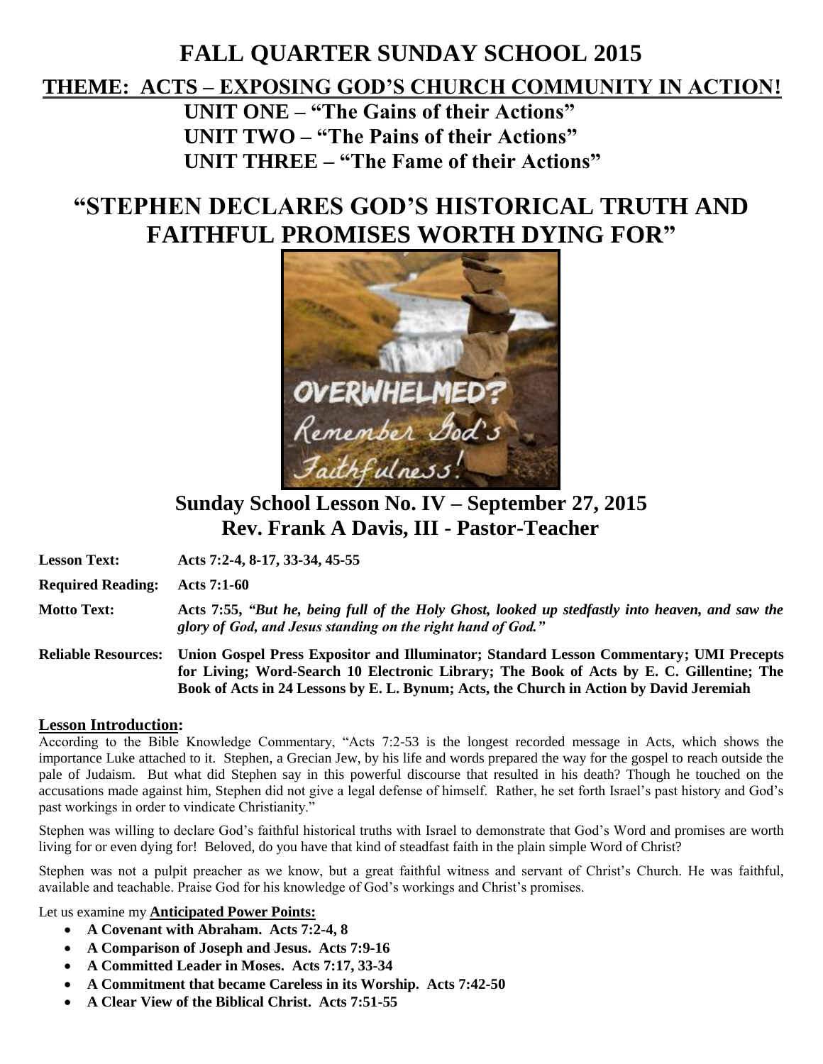# FALL QUARTER SUNDAY SCHOOL 2015

## THEME: ACTS – EXPOSING GOD'S CHURCH COMMUNITY IN ACTION!

**UNIT ONE – "The Gains of their Actions"**
**UNIT TWO – "The Pains of their Actions"**
**UNIT THREE – "The Fame of their Actions"**

# "STEPHEN DECLARES GOD'S HISTORICAL TRUTH AND FAITHFUL PROMISES WORTH DYING FOR"

## Sunday School Lesson No. IV – September 27, 2015
## Rev. Frank A Davis, III - Pastor-Teacher

**Lesson Text:** **Acts 7:2-4, 8-17, 33-34, 45-55**

**Required Reading:** **Acts 7:1-60**

**Motto Text:** **Acts 7:55, *"But he, being full of the Holy Ghost, looked up stedfastly into heaven, and saw the glory of God, and Jesus standing on the right hand of God."***

**Reliable Resources:** **Union Gospel Press Expositor and Illuminator; Standard Lesson Commentary; UMI Precepts for Living; Word-Search 10 Electronic Library; The Book of Acts by E. C. Gillentine; The Book of Acts in 24 Lessons by E. L. Bynum; Acts, the Church in Action by David Jeremiah**

**Lesson Introduction:**

According to the Bible Knowledge Commentary, "Acts 7:2-53 is the longest recorded message in Acts, which shows the importance Luke attached to it. Stephen, a Grecian Jew, by his life and words prepared the way for the gospel to reach outside the pale of Judaism. But what did Stephen say in this powerful discourse that resulted in his death? Though he touched on the accusations made against him, Stephen did not give a legal defense of himself. Rather, he set forth Israel's past history and God's past workings in order to vindicate Christianity."

Stephen was willing to declare God's faithful historical truths with Israel to demonstrate that God's Word and promises are worth living for or even dying for! Beloved, do you have that kind of steadfast faith in the plain simple Word of Christ?

Stephen was not a pulpit preacher as we know, but a great faithful witness and servant of Christ's Church. He was faithful, available and teachable. Praise God for his knowledge of God's workings and Christ's promises.

Let us examine my **Anticipated Power Points:**

- **A Covenant with Abraham. Acts 7:2-4, 8**
- **A Comparison of Joseph and Jesus. Acts 7:9-16**
- **A Committed Leader in Moses. Acts 7:17, 33-34**
- **A Commitment that became Careless in its Worship. Acts 7:42-50**
- **A Clear View of the Biblical Christ. Acts 7:51-55**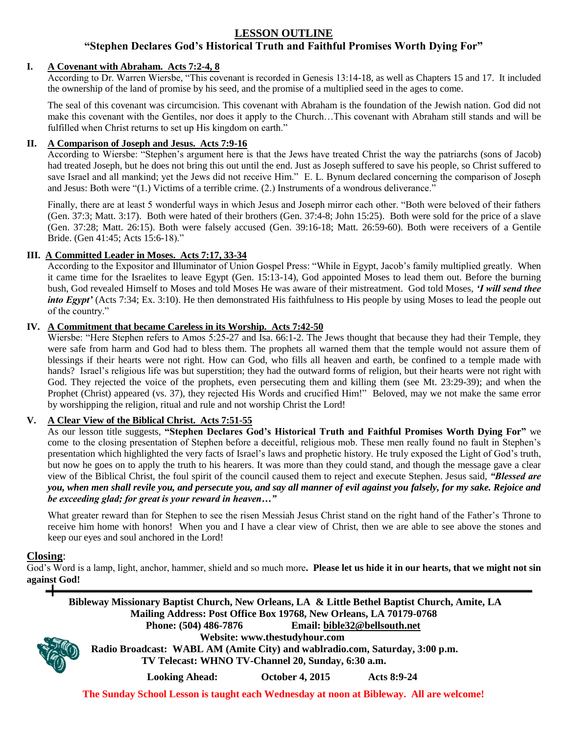## LESSON OUTLINE

### "Stephen Declares God's Historical Truth and Faithful Promises Worth Dying For"

**I. A Covenant with Abraham. Acts 7:2-4, 8**

According to Dr. Warren Wiersbe, "This covenant is recorded in Genesis 13:14-18, as well as Chapters 15 and 17. It included the ownership of the land of promise by his seed, and the promise of a multiplied seed in the ages to come.

The seal of this covenant was circumcision. This covenant with Abraham is the foundation of the Jewish nation. God did not make this covenant with the Gentiles, nor does it apply to the Church…This covenant with Abraham still stands and will be fulfilled when Christ returns to set up His kingdom on earth."

**II. A Comparison of Joseph and Jesus. Acts 7:9-16**

According to Wiersbe: "Stephen's argument here is that the Jews have treated Christ the way the patriarchs (sons of Jacob) had treated Joseph, but he does not bring this out until the end. Just as Joseph suffered to save his people, so Christ suffered to save Israel and all mankind; yet the Jews did not receive Him." E. L. Bynum declared concerning the comparison of Joseph and Jesus: Both were "(1.) Victims of a terrible crime. (2.) Instruments of a wondrous deliverance."

Finally, there are at least 5 wonderful ways in which Jesus and Joseph mirror each other. "Both were beloved of their fathers (Gen. 37:3; Matt. 3:17). Both were hated of their brothers (Gen. 37:4-8; John 15:25). Both were sold for the price of a slave (Gen. 37:28; Matt. 26:15). Both were falsely accused (Gen. 39:16-18; Matt. 26:59-60). Both were receivers of a Gentile Bride. (Gen 41:45; Acts 15:6-18)."

**III. A Committed Leader in Moses. Acts 7:17, 33-34**

According to the Expositor and Illuminator of Union Gospel Press: "While in Egypt, Jacob's family multiplied greatly. When it came time for the Israelites to leave Egypt (Gen. 15:13-14), God appointed Moses to lead them out. Before the burning bush, God revealed Himself to Moses and told Moses He was aware of their mistreatment. God told Moses, ***'I will send thee into Egypt'*** (Acts 7:34; Ex. 3:10). He then demonstrated His faithfulness to His people by using Moses to lead the people out of the country."

**IV. A Commitment that became Careless in its Worship. Acts 7:42-50**

Wiersbe: "Here Stephen refers to Amos 5:25-27 and Isa. 66:1-2. The Jews thought that because they had their Temple, they were safe from harm and God had to bless them. The prophets all warned them that the temple would not assure them of blessings if their hearts were not right. How can God, who fills all heaven and earth, be confined to a temple made with hands? Israel's religious life was but superstition; they had the outward forms of religion, but their hearts were not right with God. They rejected the voice of the prophets, even persecuting them and killing them (see Mt. 23:29-39); and when the Prophet (Christ) appeared (vs. 37), they rejected His Words and crucified Him!" Beloved, may we not make the same error by worshipping the religion, ritual and rule and not worship Christ the Lord!

**V. A Clear View of the Biblical Christ. Acts 7:51-55**

As our lesson title suggests, **"Stephen Declares God's Historical Truth and Faithful Promises Worth Dying For"** we come to the closing presentation of Stephen before a deceitful, religious mob. These men really found no fault in Stephen's presentation which highlighted the very facts of Israel's laws and prophetic history. He truly exposed the Light of God's truth, but now he goes on to apply the truth to his hearers. It was more than they could stand, and though the message gave a clear view of the Biblical Christ, the foul spirit of the council caused them to reject and execute Stephen. Jesus said, ***"Blessed are you, when men shall revile you, and persecute you, and say all manner of evil against you falsely, for my sake. Rejoice and be exceeding glad; for great is your reward in heaven…"***

What greater reward than for Stephen to see the risen Messiah Jesus Christ stand on the right hand of the Father's Throne to receive him home with honors! When you and I have a clear view of Christ, then we are able to see above the stones and keep our eyes and soul anchored in the Lord!

**Closing**:

God's Word is a lamp, light, anchor, hammer, shield and so much more**. Please let us hide it in our hearts, that we might not sin against God!**

**Bibleway Missionary Baptist Church, New Orleans, LA & Little Bethel Baptist Church, Amite, LA**
**Mailing Address: Post Office Box 19768, New Orleans, LA 70179-0768**
**Phone: (504) 486-7876 Email: bible32@bellsouth.net**
**Website: www.thestudyhour.com**
**Radio Broadcast: WABL AM (Amite City) and wablradio.com, Saturday, 3:00 p.m.**
**TV Telecast: WHNO TV-Channel 20, Sunday, 6:30 a.m.**

**Looking Ahead: October 4, 2015 Acts 8:9-24**

**The Sunday School Lesson is taught each Wednesday at noon at Bibleway. All are welcome!**